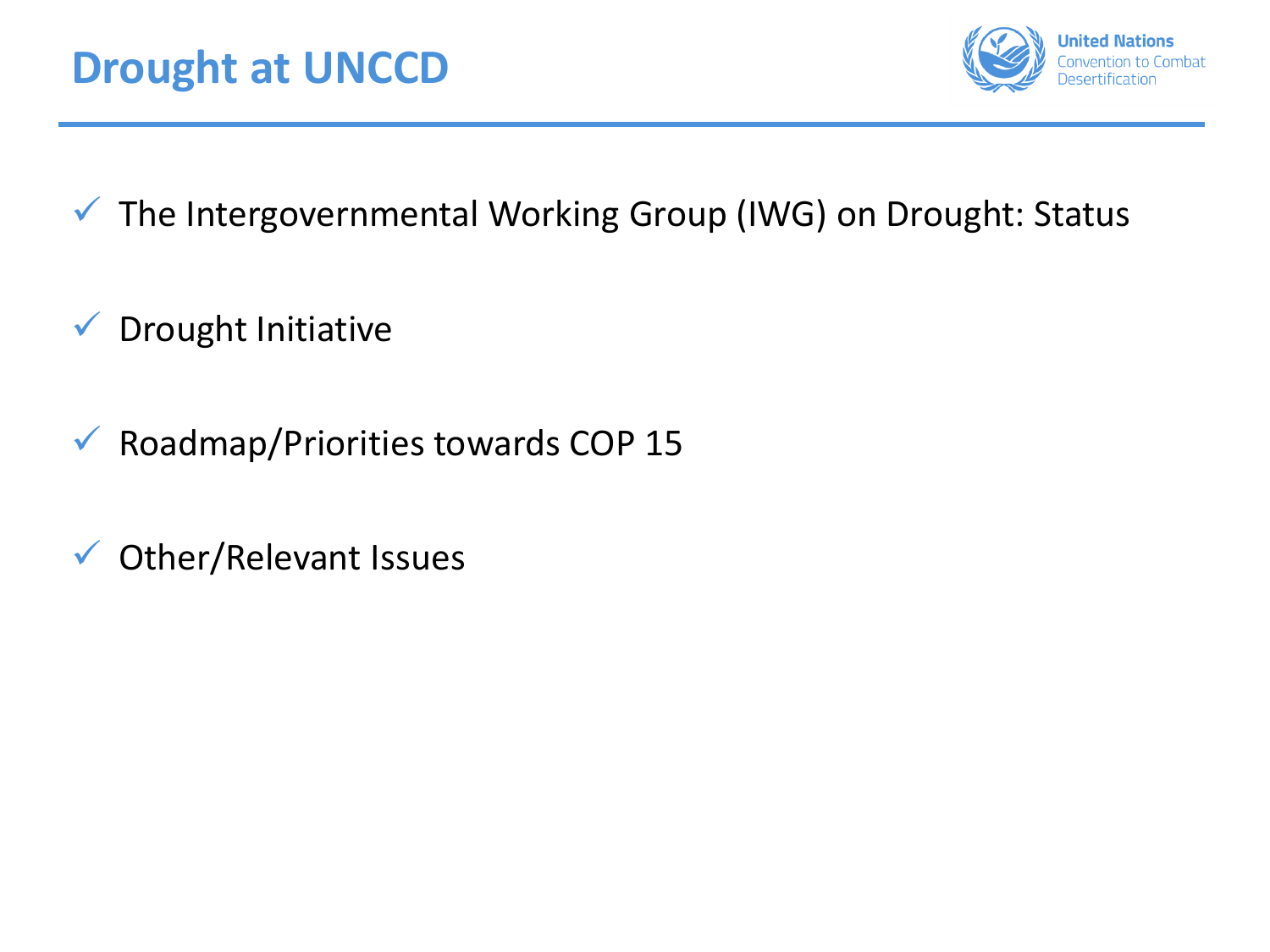# Drought at UNCCD

United Nations Convention to Combat Desertification

- ✓ The Intergovernmental Working Group (IWG) on Drought: Status
- ✓ Drought Initiative
- ✓ Roadmap/Priorities towards COP 15
- ✓ Other/Relevant Issues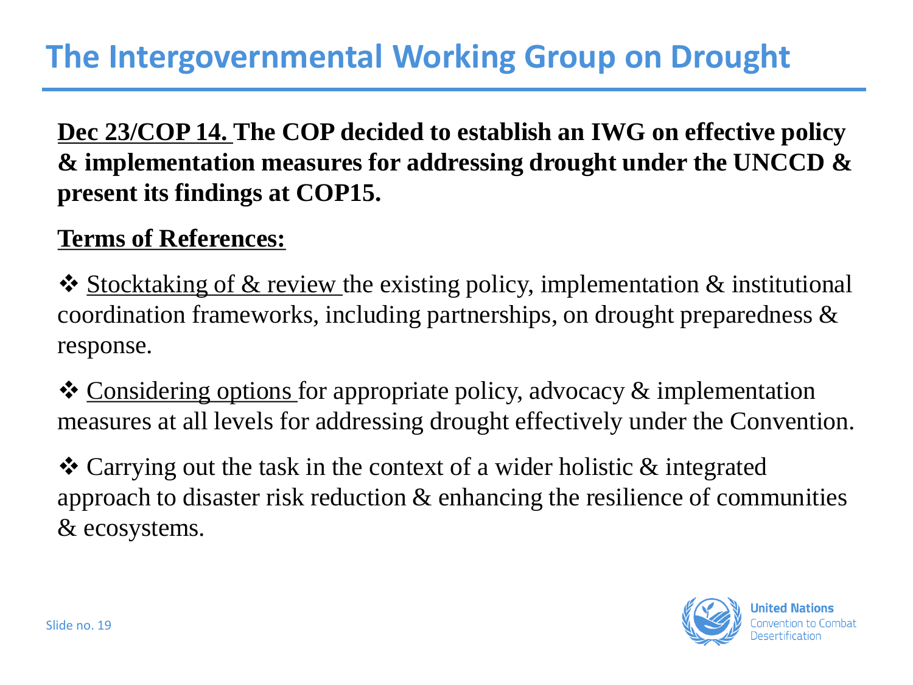# The Intergovernmental Working Group on Drought

**Dec 23/COP 14. The COP decided to establish an IWG on effective policy & implementation measures for addressing drought under the UNCCD & present its findings at COP15.**

**Terms of References:**

❖ Stocktaking of & review the existing policy, implementation & institutional coordination frameworks, including partnerships, on drought preparedness & response.

❖ Considering options for appropriate policy, advocacy & implementation measures at all levels for addressing drought effectively under the Convention.

❖ Carrying out the task in the context of a wider holistic & integrated approach to disaster risk reduction & enhancing the resilience of communities & ecosystems.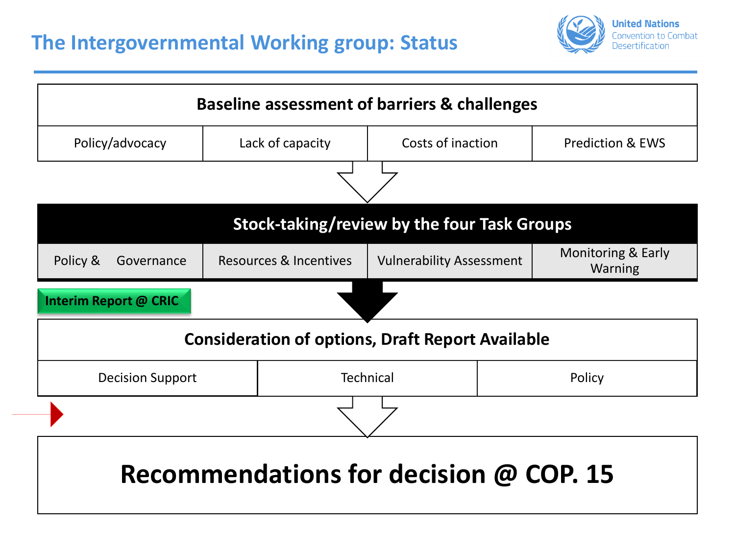# The Intergovernmental Working group: Status

| Baseline assessment of barriers & challenges | | | |
|---|---|---|---|
| Policy/advocacy | Lack of capacity | Costs of inaction | Prediction & EWS |

| Stock-taking/review by the four Task Groups | | | |
|---|---|---|---|
| Policy & Governance | Resources & Incentives | Vulnerability Assessment | Monitoring & Early Warning |

**Interim Report @ CRIC**

| Consideration of options, Draft Report Available | | |
|---|---|---|
| Decision Support | Technical | Policy |

## Recommendations for decision @ COP. 15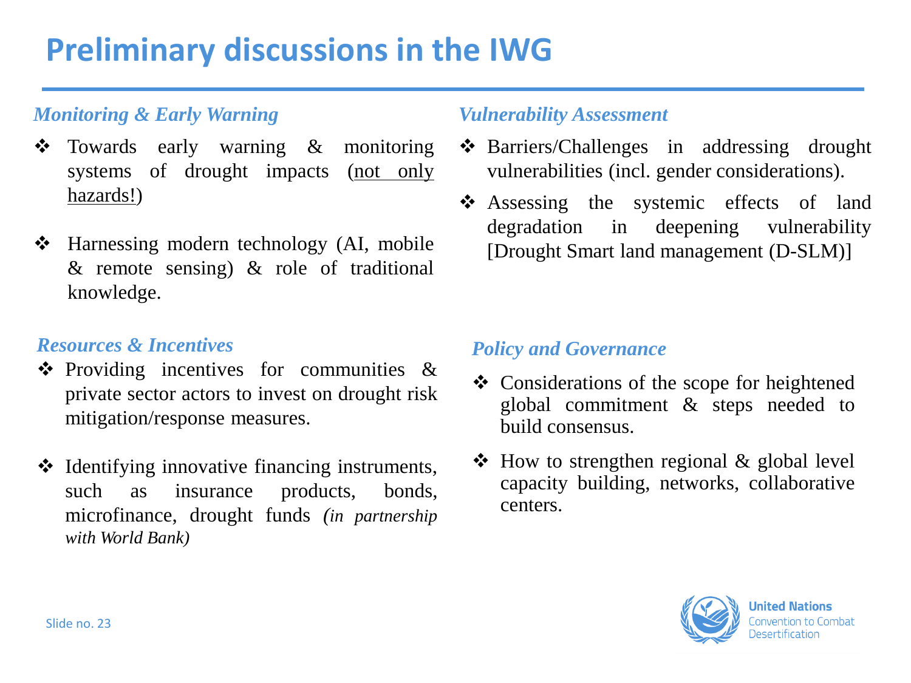# Preliminary discussions in the IWG

### *Monitoring & Early Warning*

- Towards early warning & monitoring systems of drought impacts (<u>not only hazards!</u>)
- Harnessing modern technology (AI, mobile & remote sensing) & role of traditional knowledge.

### *Resources & Incentives*

- Providing incentives for communities & private sector actors to invest on drought risk mitigation/response measures.
- Identifying innovative financing instruments, such as insurance products, bonds, microfinance, drought funds *(in partnership with World Bank)*

### *Vulnerability Assessment*

- Barriers/Challenges in addressing drought vulnerabilities (incl. gender considerations).
- Assessing the systemic effects of land degradation in deepening vulnerability [Drought Smart land management (D-SLM)]

### *Policy and Governance*

- Considerations of the scope for heightened global commitment & steps needed to build consensus.
- How to strengthen regional & global level capacity building, networks, collaborative centers.

Slide no. 23

United Nations Convention to Combat Desertification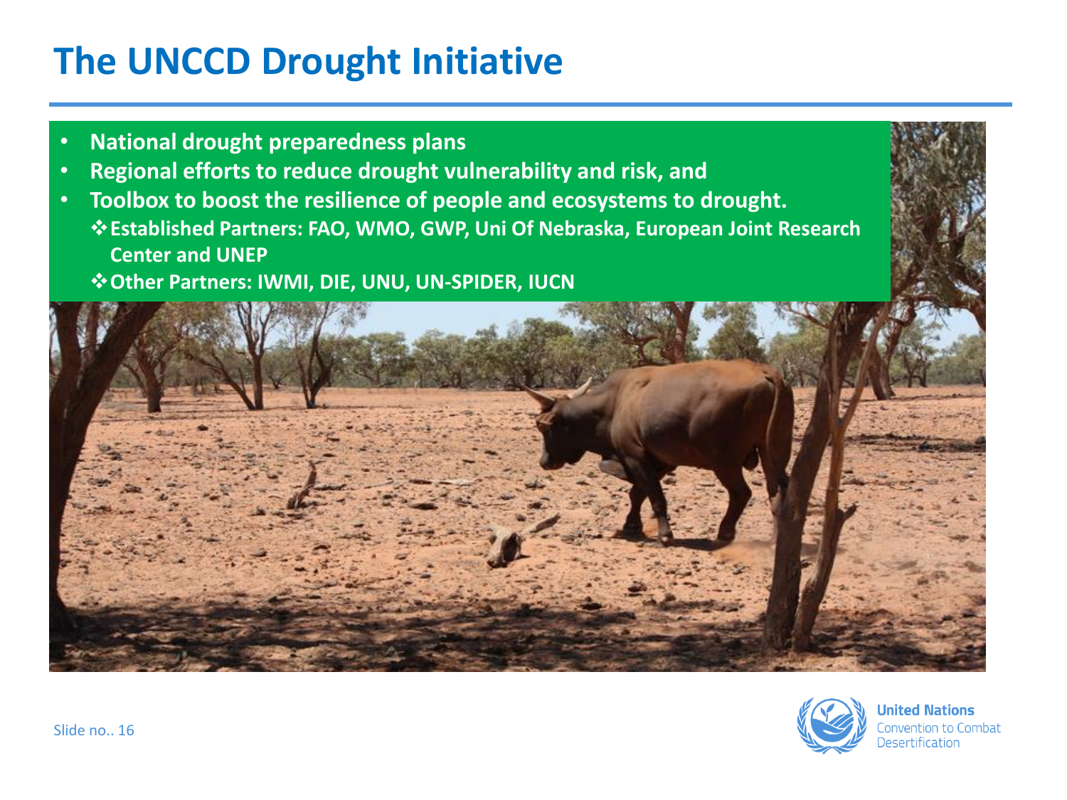# The UNCCD Drought Initiative

- National drought preparedness plans
- Regional efforts to reduce drought vulnerability and risk, and
- Toolbox to boost the resilience of people and ecosystems to drought.
  - ❖ Established Partners: FAO, WMO, GWP, Uni Of Nebraska, European Joint Research Center and UNEP
  - ❖ Other Partners: IWMI, DIE, UNU, UN-SPIDER, IUCN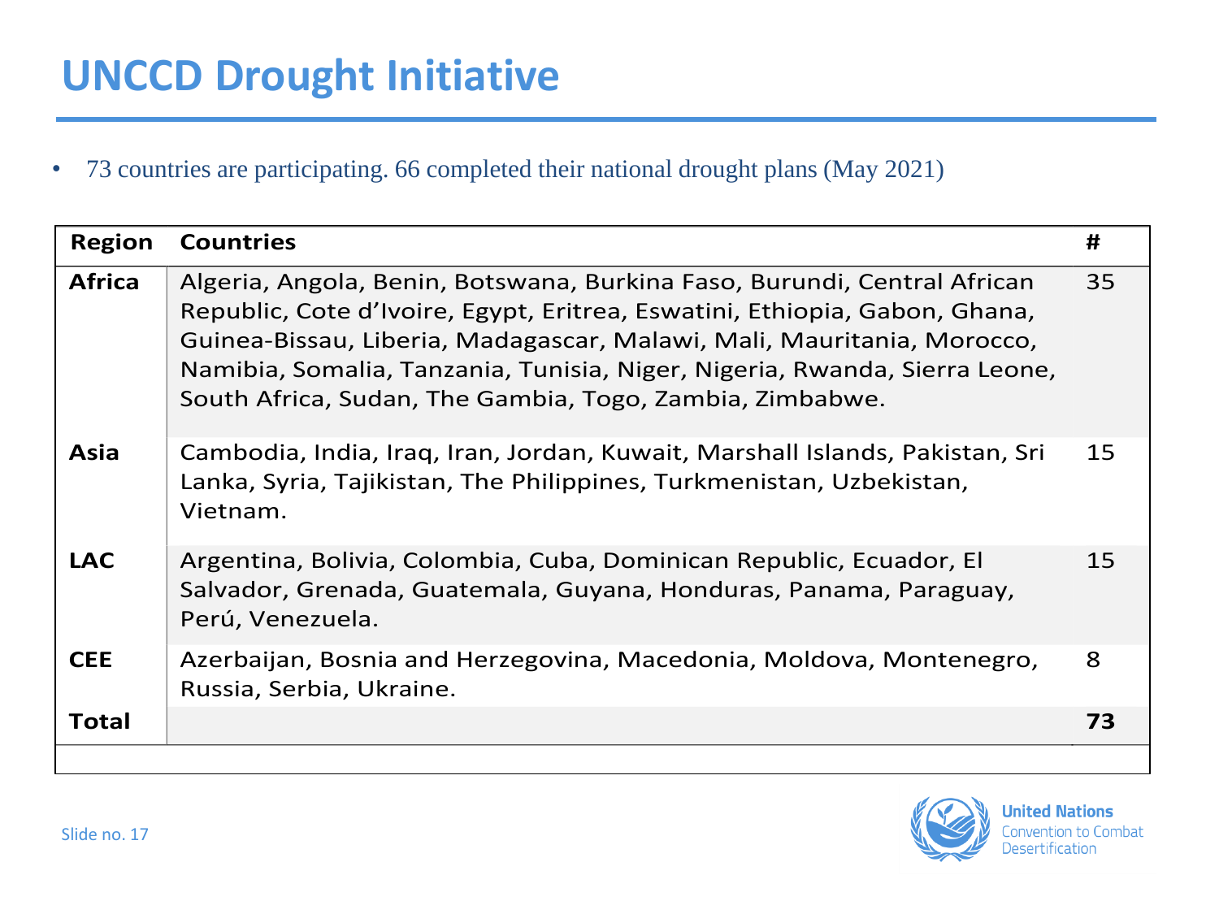# UNCCD Drought Initiative

- 73 countries are participating. 66 completed their national drought plans (May 2021)

| Region | Countries | # |
|---|---|---|
| **Africa** | Algeria, Angola, Benin, Botswana, Burkina Faso, Burundi, Central African Republic, Cote d'Ivoire, Egypt, Eritrea, Eswatini, Ethiopia, Gabon, Ghana, Guinea-Bissau, Liberia, Madagascar, Malawi, Mali, Mauritania, Morocco, Namibia, Somalia, Tanzania, Tunisia, Niger, Nigeria, Rwanda, Sierra Leone, South Africa, Sudan, The Gambia, Togo, Zambia, Zimbabwe. | 35 |
| **Asia** | Cambodia, India, Iraq, Iran, Jordan, Kuwait, Marshall Islands, Pakistan, Sri Lanka, Syria, Tajikistan, The Philippines, Turkmenistan, Uzbekistan, Vietnam. | 15 |
| **LAC** | Argentina, Bolivia, Colombia, Cuba, Dominican Republic, Ecuador, El Salvador, Grenada, Guatemala, Guyana, Honduras, Panama, Paraguay, Perú, Venezuela. | 15 |
| **CEE** | Azerbaijan, Bosnia and Herzegovina, Macedonia, Moldova, Montenegro, Russia, Serbia, Ukraine. | 8 |
| **Total** | | **73** |

Slide no. 17

United Nations Convention to Combat Desertification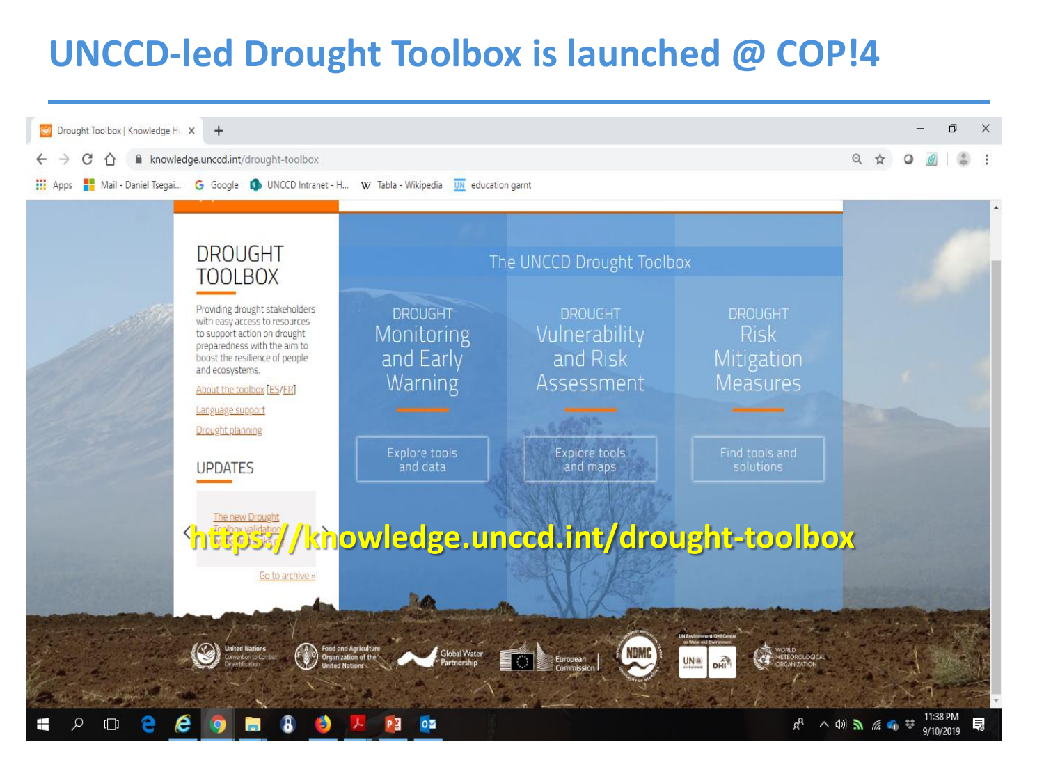# UNCCD-led Drought Toolbox is launched @ COP!4

DROUGHT TOOLBOX

Providing drought stakeholders with easy access to resources to support action on drought preparedness with the aim to boost the resilience of people and ecosystems.

About the toolbox [ES/FR]

Language support

Drought planning

UPDATES

The new Drought Toolbox validation

Go to archive »

The UNCCD Drought Toolbox

| DROUGHT Monitoring and Early Warning | DROUGHT Vulnerability and Risk Assessment | DROUGHT Risk Mitigation Measures |
|---|---|---|
| Explore tools and data | Explore tools and maps | Find tools and solutions |

https://knowledge.unccd.int/drought-toolbox

United Nations Convention to Combat Desertification · Food and Agriculture Organization of the United Nations · Global Water Partnership · European Commission · NDMC · UN Environment-DHI Centre · World Meteorological Organization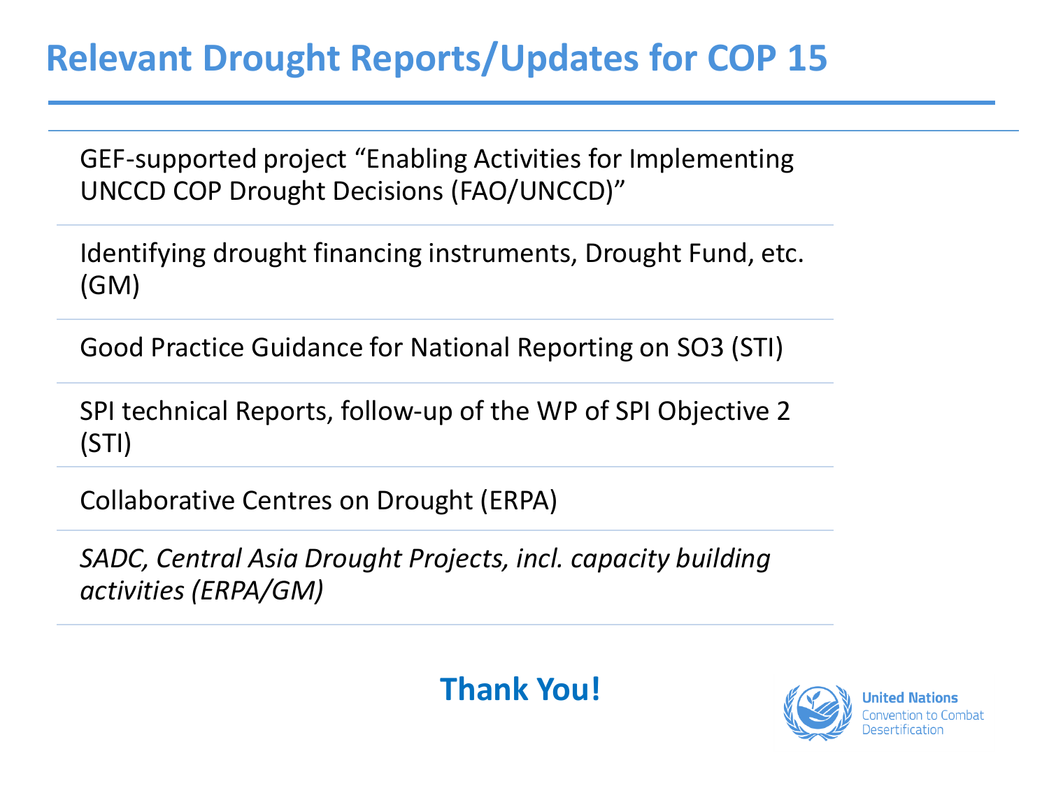# Relevant Drought Reports/Updates for COP 15

GEF-supported project “Enabling Activities for Implementing UNCCD COP Drought Decisions (FAO/UNCCD)”

Identifying drought financing instruments, Drought Fund, etc. (GM)

Good Practice Guidance for National Reporting on SO3 (STI)

SPI technical Reports, follow-up of the WP of SPI Objective 2 (STI)

Collaborative Centres on Drought (ERPA)

*SADC, Central Asia Drought Projects, incl. capacity building activities (ERPA/GM)*

**Thank You!**

United Nations Convention to Combat Desertification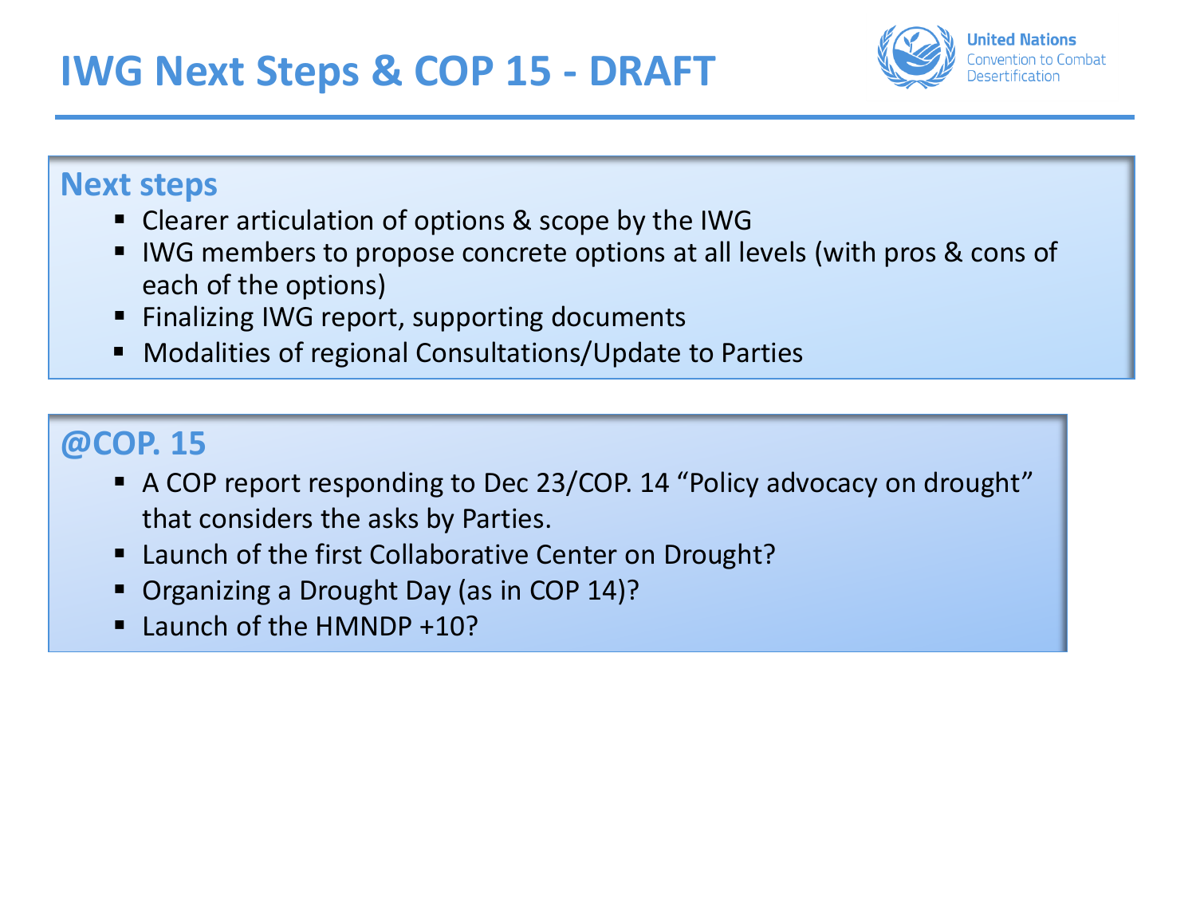# IWG Next Steps & COP 15 - DRAFT

United Nations
Convention to Combat
Desertification

## Next steps

- Clearer articulation of options & scope by the IWG
- IWG members to propose concrete options at all levels (with pros & cons of each of the options)
- Finalizing IWG report, supporting documents
- Modalities of regional Consultations/Update to Parties

## @COP. 15

- A COP report responding to Dec 23/COP. 14 "Policy advocacy on drought" that considers the asks by Parties.
- Launch of the first Collaborative Center on Drought?
- Organizing a Drought Day (as in COP 14)?
- Launch of the HMNDP +10?